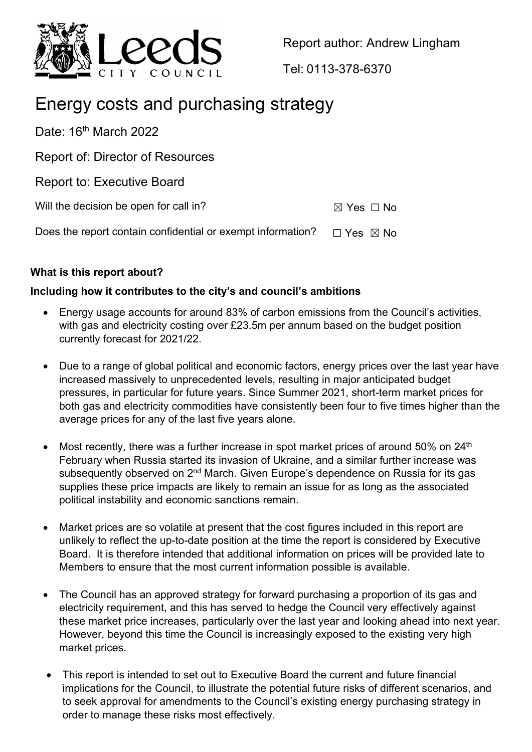Report author: Andrew Lingham

Tel: 0113-378-6370

# Energy costs and purchasing strategy

Date: 16th March 2022

Report of: Director of Resources

Report to: Executive Board

Will the decision be open for call in? ☒ Yes ☐ No

Does the report contain confidential or exempt information? ☐ Yes ☒ No

**What is this report about?**

**Including how it contributes to the city's and council's ambitions**

- Energy usage accounts for around 83% of carbon emissions from the Council's activities, with gas and electricity costing over £23.5m per annum based on the budget position currently forecast for 2021/22.
- Due to a range of global political and economic factors, energy prices over the last year have increased massively to unprecedented levels, resulting in major anticipated budget pressures, in particular for future years. Since Summer 2021, short-term market prices for both gas and electricity commodities have consistently been four to five times higher than the average prices for any of the last five years alone.
- Most recently, there was a further increase in spot market prices of around 50% on 24th February when Russia started its invasion of Ukraine, and a similar further increase was subsequently observed on 2nd March. Given Europe's dependence on Russia for its gas supplies these price impacts are likely to remain an issue for as long as the associated political instability and economic sanctions remain.
- Market prices are so volatile at present that the cost figures included in this report are unlikely to reflect the up-to-date position at the time the report is considered by Executive Board. It is therefore intended that additional information on prices will be provided late to Members to ensure that the most current information possible is available.
- The Council has an approved strategy for forward purchasing a proportion of its gas and electricity requirement, and this has served to hedge the Council very effectively against these market price increases, particularly over the last year and looking ahead into next year. However, beyond this time the Council is increasingly exposed to the existing very high market prices.
- This report is intended to set out to Executive Board the current and future financial implications for the Council, to illustrate the potential future risks of different scenarios, and to seek approval for amendments to the Council's existing energy purchasing strategy in order to manage these risks most effectively.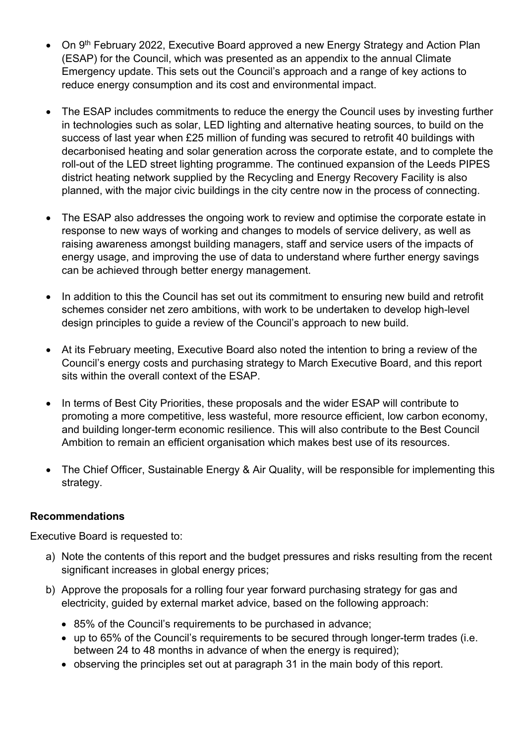- On 9th February 2022, Executive Board approved a new Energy Strategy and Action Plan (ESAP) for the Council, which was presented as an appendix to the annual Climate Emergency update. This sets out the Council's approach and a range of key actions to reduce energy consumption and its cost and environmental impact.

- The ESAP includes commitments to reduce the energy the Council uses by investing further in technologies such as solar, LED lighting and alternative heating sources, to build on the success of last year when £25 million of funding was secured to retrofit 40 buildings with decarbonised heating and solar generation across the corporate estate, and to complete the roll-out of the LED street lighting programme. The continued expansion of the Leeds PIPES district heating network supplied by the Recycling and Energy Recovery Facility is also planned, with the major civic buildings in the city centre now in the process of connecting.

- The ESAP also addresses the ongoing work to review and optimise the corporate estate in response to new ways of working and changes to models of service delivery, as well as raising awareness amongst building managers, staff and service users of the impacts of energy usage, and improving the use of data to understand where further energy savings can be achieved through better energy management.

- In addition to this the Council has set out its commitment to ensuring new build and retrofit schemes consider net zero ambitions, with work to be undertaken to develop high-level design principles to guide a review of the Council's approach to new build.

- At its February meeting, Executive Board also noted the intention to bring a review of the Council's energy costs and purchasing strategy to March Executive Board, and this report sits within the overall context of the ESAP.

- In terms of Best City Priorities, these proposals and the wider ESAP will contribute to promoting a more competitive, less wasteful, more resource efficient, low carbon economy, and building longer-term economic resilience. This will also contribute to the Best Council Ambition to remain an efficient organisation which makes best use of its resources.

- The Chief Officer, Sustainable Energy & Air Quality, will be responsible for implementing this strategy.

**Recommendations**

Executive Board is requested to:

a) Note the contents of this report and the budget pressures and risks resulting from the recent significant increases in global energy prices;

b) Approve the proposals for a rolling four year forward purchasing strategy for gas and electricity, guided by external market advice, based on the following approach:
   - 85% of the Council's requirements to be purchased in advance;
   - up to 65% of the Council's requirements to be secured through longer-term trades (i.e. between 24 to 48 months in advance of when the energy is required);
   - observing the principles set out at paragraph 31 in the main body of this report.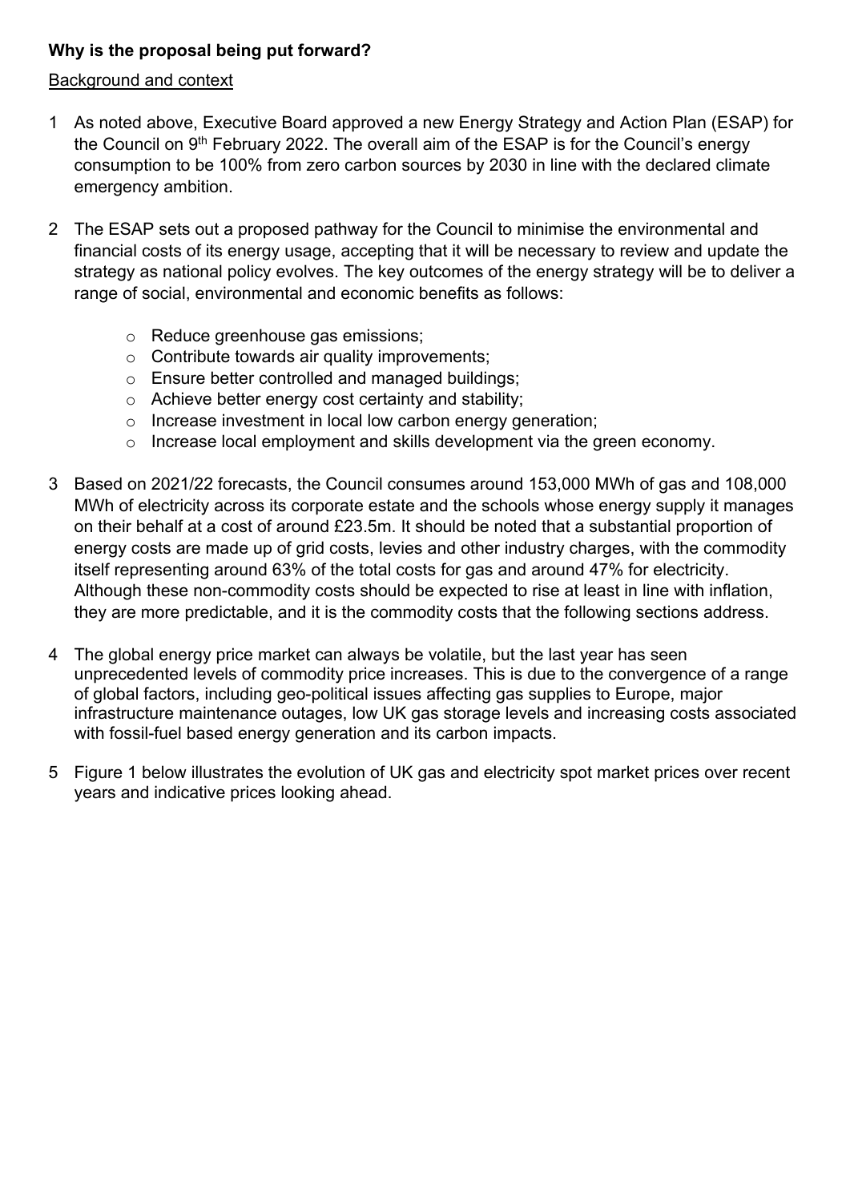**Why is the proposal being put forward?**

Background and context

1 As noted above, Executive Board approved a new Energy Strategy and Action Plan (ESAP) for the Council on 9th February 2022. The overall aim of the ESAP is for the Council's energy consumption to be 100% from zero carbon sources by 2030 in line with the declared climate emergency ambition.

2 The ESAP sets out a proposed pathway for the Council to minimise the environmental and financial costs of its energy usage, accepting that it will be necessary to review and update the strategy as national policy evolves. The key outcomes of the energy strategy will be to deliver a range of social, environmental and economic benefits as follows:

   - Reduce greenhouse gas emissions;
   - Contribute towards air quality improvements;
   - Ensure better controlled and managed buildings;
   - Achieve better energy cost certainty and stability;
   - Increase investment in local low carbon energy generation;
   - Increase local employment and skills development via the green economy.

3 Based on 2021/22 forecasts, the Council consumes around 153,000 MWh of gas and 108,000 MWh of electricity across its corporate estate and the schools whose energy supply it manages on their behalf at a cost of around £23.5m. It should be noted that a substantial proportion of energy costs are made up of grid costs, levies and other industry charges, with the commodity itself representing around 63% of the total costs for gas and around 47% for electricity. Although these non-commodity costs should be expected to rise at least in line with inflation, they are more predictable, and it is the commodity costs that the following sections address.

4 The global energy price market can always be volatile, but the last year has seen unprecedented levels of commodity price increases. This is due to the convergence of a range of global factors, including geo-political issues affecting gas supplies to Europe, major infrastructure maintenance outages, low UK gas storage levels and increasing costs associated with fossil-fuel based energy generation and its carbon impacts.

5 Figure 1 below illustrates the evolution of UK gas and electricity spot market prices over recent years and indicative prices looking ahead.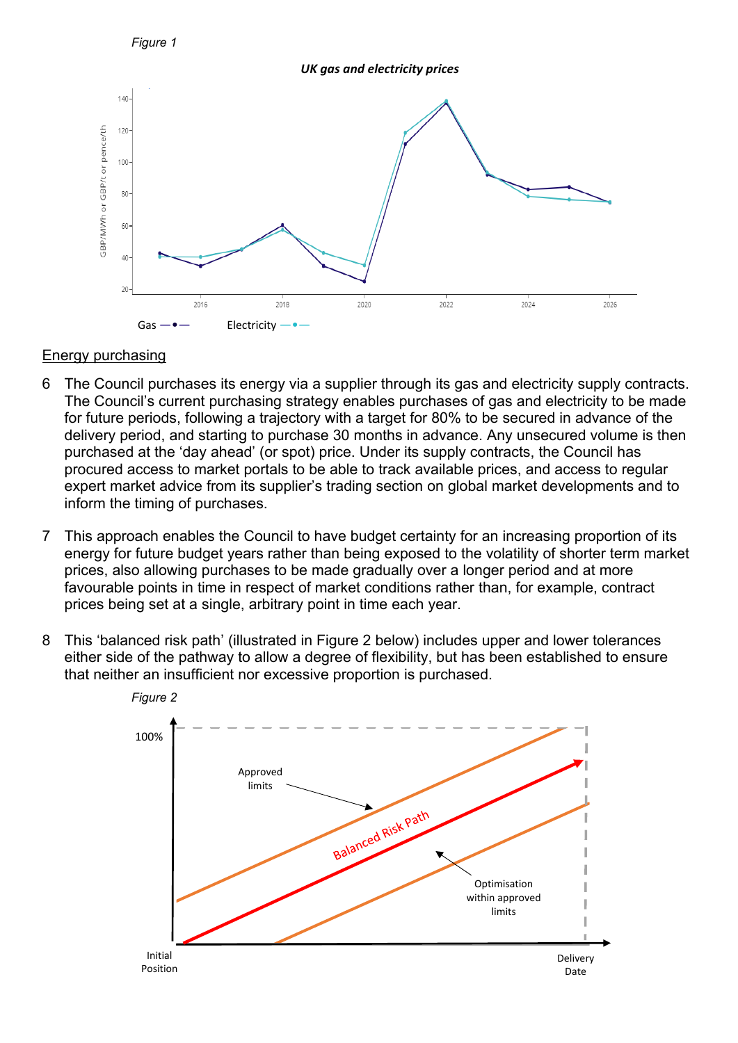*Figure 1*

Energy purchasing

6 The Council purchases its energy via a supplier through its gas and electricity supply contracts. The Council's current purchasing strategy enables purchases of gas and electricity to be made for future periods, following a trajectory with a target for 80% to be secured in advance of the delivery period, and starting to purchase 30 months in advance. Any unsecured volume is then purchased at the 'day ahead' (or spot) price. Under its supply contracts, the Council has procured access to market portals to be able to track available prices, and access to regular expert market advice from its supplier's trading section on global market developments and to inform the timing of purchases.

7 This approach enables the Council to have budget certainty for an increasing proportion of its energy for future budget years rather than being exposed to the volatility of shorter term market prices, also allowing purchases to be made gradually over a longer period and at more favourable points in time in respect of market conditions rather than, for example, contract prices being set at a single, arbitrary point in time each year.

8 This 'balanced risk path' (illustrated in Figure 2 below) includes upper and lower tolerances either side of the pathway to allow a degree of flexibility, but has been established to ensure that neither an insufficient nor excessive proportion is purchased.

*Figure 2*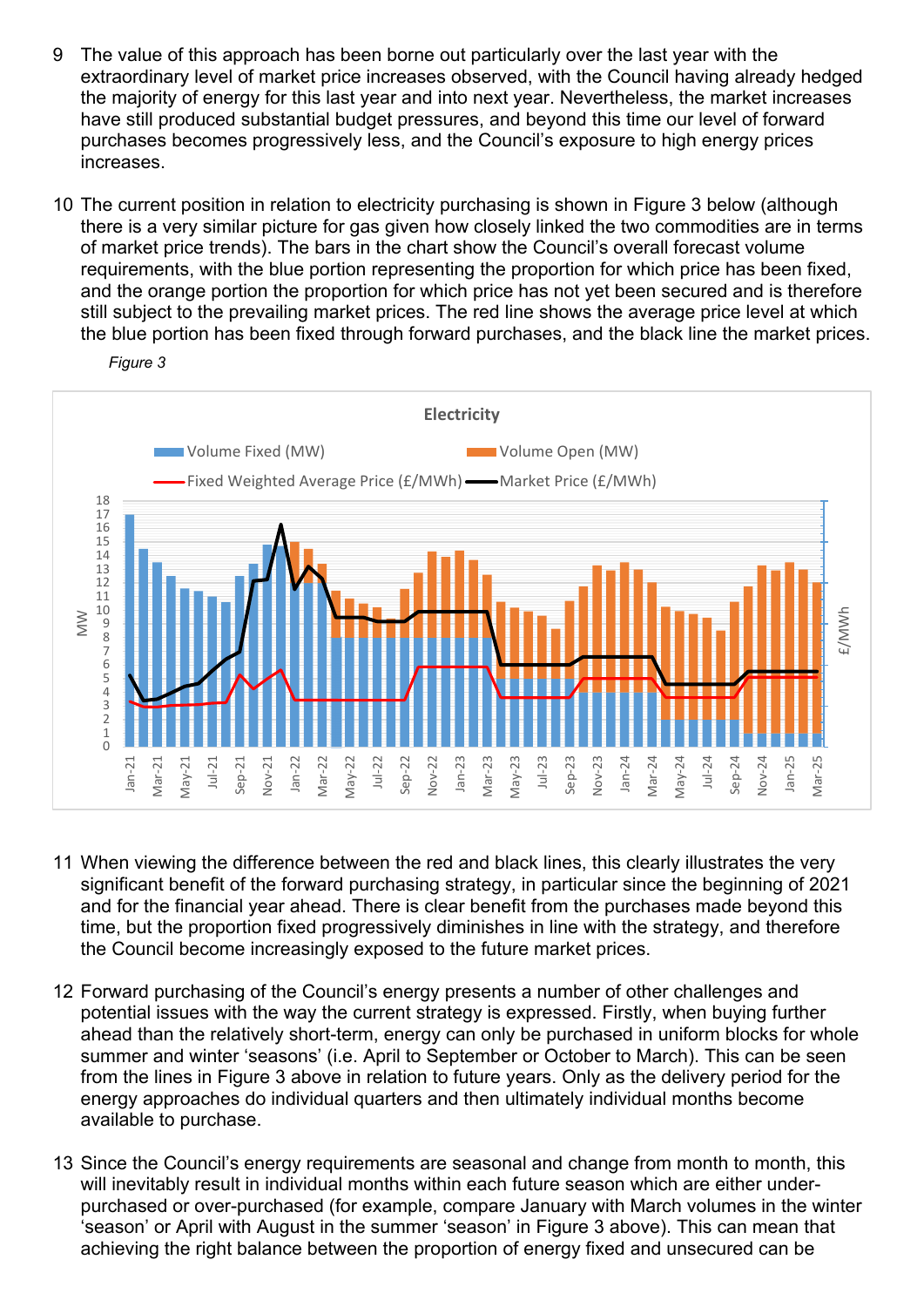9 The value of this approach has been borne out particularly over the last year with the extraordinary level of market price increases observed, with the Council having already hedged the majority of energy for this last year and into next year. Nevertheless, the market increases have still produced substantial budget pressures, and beyond this time our level of forward purchases becomes progressively less, and the Council's exposure to high energy prices increases.

10 The current position in relation to electricity purchasing is shown in Figure 3 below (although there is a very similar picture for gas given how closely linked the two commodities are in terms of market price trends). The bars in the chart show the Council's overall forecast volume requirements, with the blue portion representing the proportion for which price has been fixed, and the orange portion the proportion for which price has not yet been secured and is therefore still subject to the prevailing market prices. The red line shows the average price level at which the blue portion has been fixed through forward purchases, and the black line the market prices.

*Figure 3*

11 When viewing the difference between the red and black lines, this clearly illustrates the very significant benefit of the forward purchasing strategy, in particular since the beginning of 2021 and for the financial year ahead. There is clear benefit from the purchases made beyond this time, but the proportion fixed progressively diminishes in line with the strategy, and therefore the Council become increasingly exposed to the future market prices.

12 Forward purchasing of the Council's energy presents a number of other challenges and potential issues with the way the current strategy is expressed. Firstly, when buying further ahead than the relatively short-term, energy can only be purchased in uniform blocks for whole summer and winter 'seasons' (i.e. April to September or October to March). This can be seen from the lines in Figure 3 above in relation to future years. Only as the delivery period for the energy approaches do individual quarters and then ultimately individual months become available to purchase.

13 Since the Council's energy requirements are seasonal and change from month to month, this will inevitably result in individual months within each future season which are either under-purchased or over-purchased (for example, compare January with March volumes in the winter 'season' or April with August in the summer 'season' in Figure 3 above). This can mean that achieving the right balance between the proportion of energy fixed and unsecured can be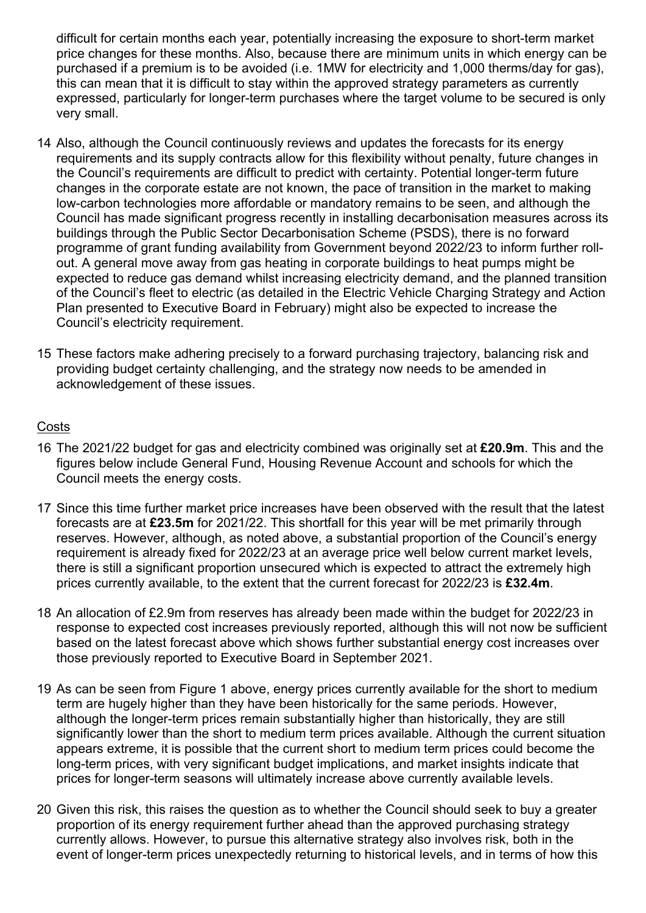difficult for certain months each year, potentially increasing the exposure to short-term market price changes for these months. Also, because there are minimum units in which energy can be purchased if a premium is to be avoided (i.e. 1MW for electricity and 1,000 therms/day for gas), this can mean that it is difficult to stay within the approved strategy parameters as currently expressed, particularly for longer-term purchases where the target volume to be secured is only very small.

14 Also, although the Council continuously reviews and updates the forecasts for its energy requirements and its supply contracts allow for this flexibility without penalty, future changes in the Council's requirements are difficult to predict with certainty. Potential longer-term future changes in the corporate estate are not known, the pace of transition in the market to making low-carbon technologies more affordable or mandatory remains to be seen, and although the Council has made significant progress recently in installing decarbonisation measures across its buildings through the Public Sector Decarbonisation Scheme (PSDS), there is no forward programme of grant funding availability from Government beyond 2022/23 to inform further roll-out. A general move away from gas heating in corporate buildings to heat pumps might be expected to reduce gas demand whilst increasing electricity demand, and the planned transition of the Council's fleet to electric (as detailed in the Electric Vehicle Charging Strategy and Action Plan presented to Executive Board in February) might also be expected to increase the Council's electricity requirement.

15 These factors make adhering precisely to a forward purchasing trajectory, balancing risk and providing budget certainty challenging, and the strategy now needs to be amended in acknowledgement of these issues.

## Costs

16 The 2021/22 budget for gas and electricity combined was originally set at **£20.9m**. This and the figures below include General Fund, Housing Revenue Account and schools for which the Council meets the energy costs.

17 Since this time further market price increases have been observed with the result that the latest forecasts are at **£23.5m** for 2021/22. This shortfall for this year will be met primarily through reserves. However, although, as noted above, a substantial proportion of the Council's energy requirement is already fixed for 2022/23 at an average price well below current market levels, there is still a significant proportion unsecured which is expected to attract the extremely high prices currently available, to the extent that the current forecast for 2022/23 is **£32.4m**.

18 An allocation of £2.9m from reserves has already been made within the budget for 2022/23 in response to expected cost increases previously reported, although this will not now be sufficient based on the latest forecast above which shows further substantial energy cost increases over those previously reported to Executive Board in September 2021.

19 As can be seen from Figure 1 above, energy prices currently available for the short to medium term are hugely higher than they have been historically for the same periods. However, although the longer-term prices remain substantially higher than historically, they are still significantly lower than the short to medium term prices available. Although the current situation appears extreme, it is possible that the current short to medium term prices could become the long-term prices, with very significant budget implications, and market insights indicate that prices for longer-term seasons will ultimately increase above currently available levels.

20 Given this risk, this raises the question as to whether the Council should seek to buy a greater proportion of its energy requirement further ahead than the approved purchasing strategy currently allows. However, to pursue this alternative strategy also involves risk, both in the event of longer-term prices unexpectedly returning to historical levels, and in terms of how this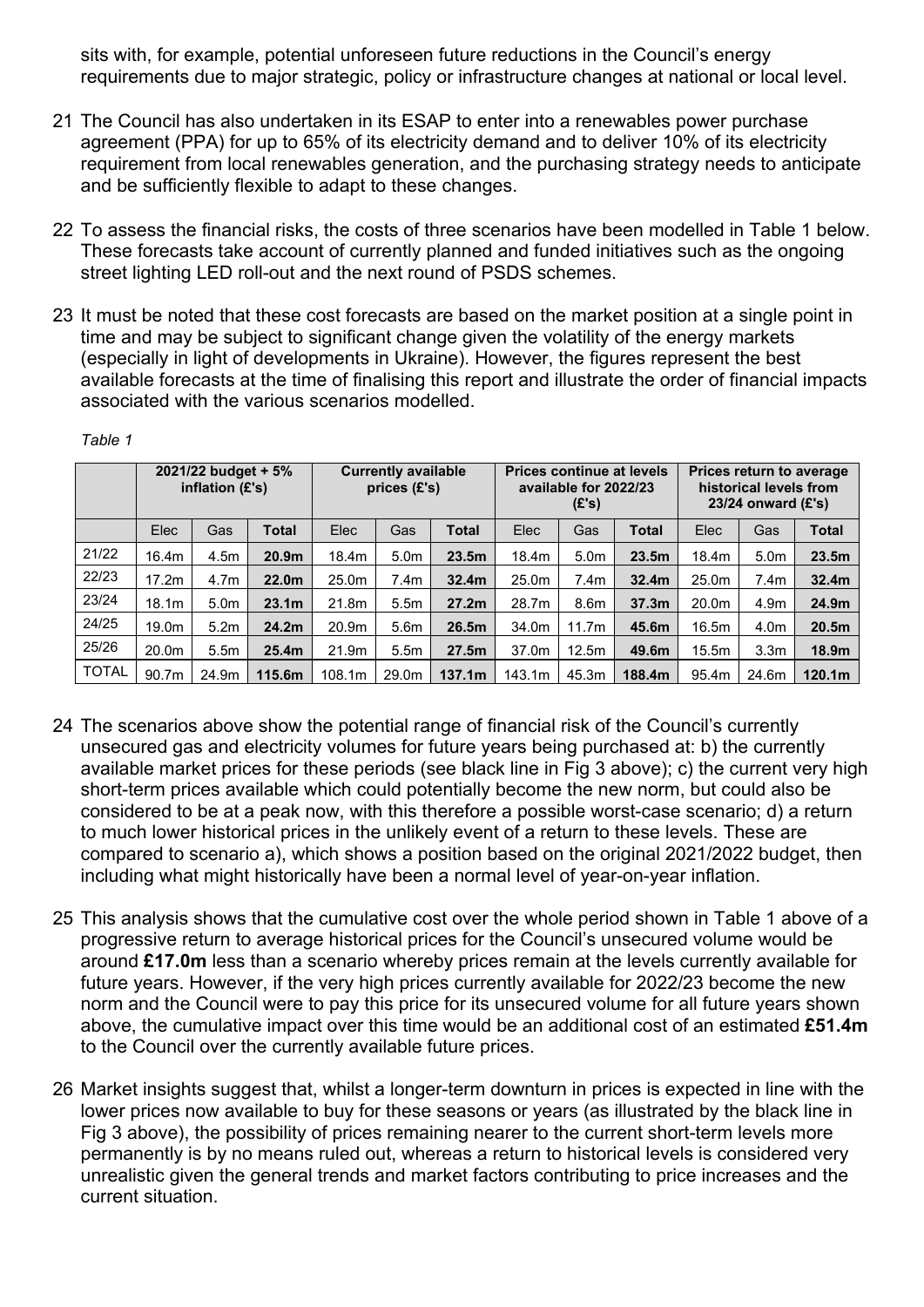sits with, for example, potential unforeseen future reductions in the Council's energy requirements due to major strategic, policy or infrastructure changes at national or local level.

21 The Council has also undertaken in its ESAP to enter into a renewables power purchase agreement (PPA) for up to 65% of its electricity demand and to deliver 10% of its electricity requirement from local renewables generation, and the purchasing strategy needs to anticipate and be sufficiently flexible to adapt to these changes.

22 To assess the financial risks, the costs of three scenarios have been modelled in Table 1 below. These forecasts take account of currently planned and funded initiatives such as the ongoing street lighting LED roll-out and the next round of PSDS schemes.

23 It must be noted that these cost forecasts are based on the market position at a single point in time and may be subject to significant change given the volatility of the energy markets (especially in light of developments in Ukraine). However, the figures represent the best available forecasts at the time of finalising this report and illustrate the order of financial impacts associated with the various scenarios modelled.

*Table 1*

| | **2021/22 budget + 5% inflation (£'s)** | | | **Currently available prices (£'s)** | | | **Prices continue at levels available for 2022/23 (£'s)** | | | **Prices return to average historical levels from 23/24 onward (£'s)** | | |
|---|---|---|---|---|---|---|---|---|---|---|---|---|
| | Elec | Gas | Total | Elec | Gas | Total | Elec | Gas | Total | Elec | Gas | Total |
| 21/22 | 16.4m | 4.5m | **20.9m** | 18.4m | 5.0m | **23.5m** | 18.4m | 5.0m | **23.5m** | 18.4m | 5.0m | **23.5m** |
| 22/23 | 17.2m | 4.7m | **22.0m** | 25.0m | 7.4m | **32.4m** | 25.0m | 7.4m | **32.4m** | 25.0m | 7.4m | **32.4m** |
| 23/24 | 18.1m | 5.0m | **23.1m** | 21.8m | 5.5m | **27.2m** | 28.7m | 8.6m | **37.3m** | 20.0m | 4.9m | **24.9m** |
| 24/25 | 19.0m | 5.2m | **24.2m** | 20.9m | 5.6m | **26.5m** | 34.0m | 11.7m | **45.6m** | 16.5m | 4.0m | **20.5m** |
| 25/26 | 20.0m | 5.5m | **25.4m** | 21.9m | 5.5m | **27.5m** | 37.0m | 12.5m | **49.6m** | 15.5m | 3.3m | **18.9m** |
| TOTAL | 90.7m | 24.9m | **115.6m** | 108.1m | 29.0m | **137.1m** | 143.1m | 45.3m | **188.4m** | 95.4m | 24.6m | **120.1m** |

24 The scenarios above show the potential range of financial risk of the Council's currently unsecured gas and electricity volumes for future years being purchased at: b) the currently available market prices for these periods (see black line in Fig 3 above); c) the current very high short-term prices available which could potentially become the new norm, but could also be considered to be at a peak now, with this therefore a possible worst-case scenario; d) a return to much lower historical prices in the unlikely event of a return to these levels. These are compared to scenario a), which shows a position based on the original 2021/2022 budget, then including what might historically have been a normal level of year-on-year inflation.

25 This analysis shows that the cumulative cost over the whole period shown in Table 1 above of a progressive return to average historical prices for the Council's unsecured volume would be around **£17.0m** less than a scenario whereby prices remain at the levels currently available for future years. However, if the very high prices currently available for 2022/23 become the new norm and the Council were to pay this price for its unsecured volume for all future years shown above, the cumulative impact over this time would be an additional cost of an estimated **£51.4m** to the Council over the currently available future prices.

26 Market insights suggest that, whilst a longer-term downturn in prices is expected in line with the lower prices now available to buy for these seasons or years (as illustrated by the black line in Fig 3 above), the possibility of prices remaining nearer to the current short-term levels more permanently is by no means ruled out, whereas a return to historical levels is considered very unrealistic given the general trends and market factors contributing to price increases and the current situation.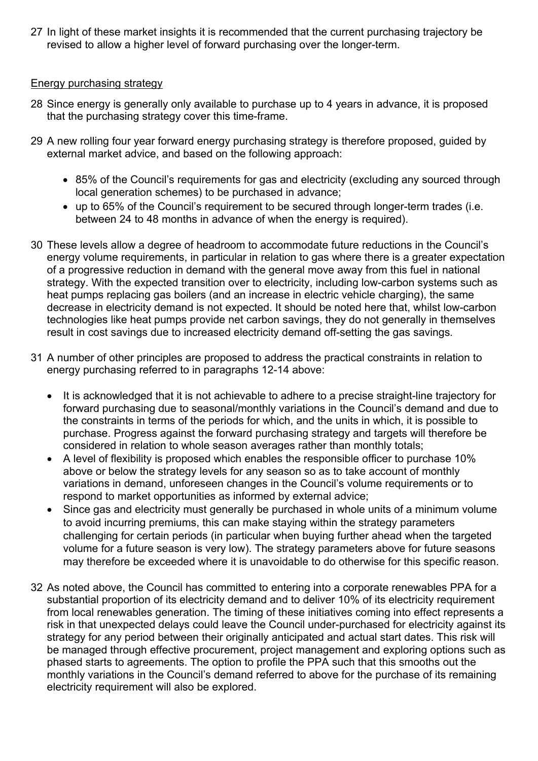27 In light of these market insights it is recommended that the current purchasing trajectory be revised to allow a higher level of forward purchasing over the longer-term.

<u>Energy purchasing strategy</u>

28 Since energy is generally only available to purchase up to 4 years in advance, it is proposed that the purchasing strategy cover this time-frame.

29 A new rolling four year forward energy purchasing strategy is therefore proposed, guided by external market advice, and based on the following approach:

- 85% of the Council's requirements for gas and electricity (excluding any sourced through local generation schemes) to be purchased in advance;
- up to 65% of the Council's requirement to be secured through longer-term trades (i.e. between 24 to 48 months in advance of when the energy is required).

30 These levels allow a degree of headroom to accommodate future reductions in the Council's energy volume requirements, in particular in relation to gas where there is a greater expectation of a progressive reduction in demand with the general move away from this fuel in national strategy. With the expected transition over to electricity, including low-carbon systems such as heat pumps replacing gas boilers (and an increase in electric vehicle charging), the same decrease in electricity demand is not expected. It should be noted here that, whilst low-carbon technologies like heat pumps provide net carbon savings, they do not generally in themselves result in cost savings due to increased electricity demand off-setting the gas savings.

31 A number of other principles are proposed to address the practical constraints in relation to energy purchasing referred to in paragraphs 12-14 above:

- It is acknowledged that it is not achievable to adhere to a precise straight-line trajectory for forward purchasing due to seasonal/monthly variations in the Council's demand and due to the constraints in terms of the periods for which, and the units in which, it is possible to purchase. Progress against the forward purchasing strategy and targets will therefore be considered in relation to whole season averages rather than monthly totals;
- A level of flexibility is proposed which enables the responsible officer to purchase 10% above or below the strategy levels for any season so as to take account of monthly variations in demand, unforeseen changes in the Council's volume requirements or to respond to market opportunities as informed by external advice;
- Since gas and electricity must generally be purchased in whole units of a minimum volume to avoid incurring premiums, this can make staying within the strategy parameters challenging for certain periods (in particular when buying further ahead when the targeted volume for a future season is very low). The strategy parameters above for future seasons may therefore be exceeded where it is unavoidable to do otherwise for this specific reason.

32 As noted above, the Council has committed to entering into a corporate renewables PPA for a substantial proportion of its electricity demand and to deliver 10% of its electricity requirement from local renewables generation. The timing of these initiatives coming into effect represents a risk in that unexpected delays could leave the Council under-purchased for electricity against its strategy for any period between their originally anticipated and actual start dates. This risk will be managed through effective procurement, project management and exploring options such as phased starts to agreements. The option to profile the PPA such that this smooths out the monthly variations in the Council's demand referred to above for the purchase of its remaining electricity requirement will also be explored.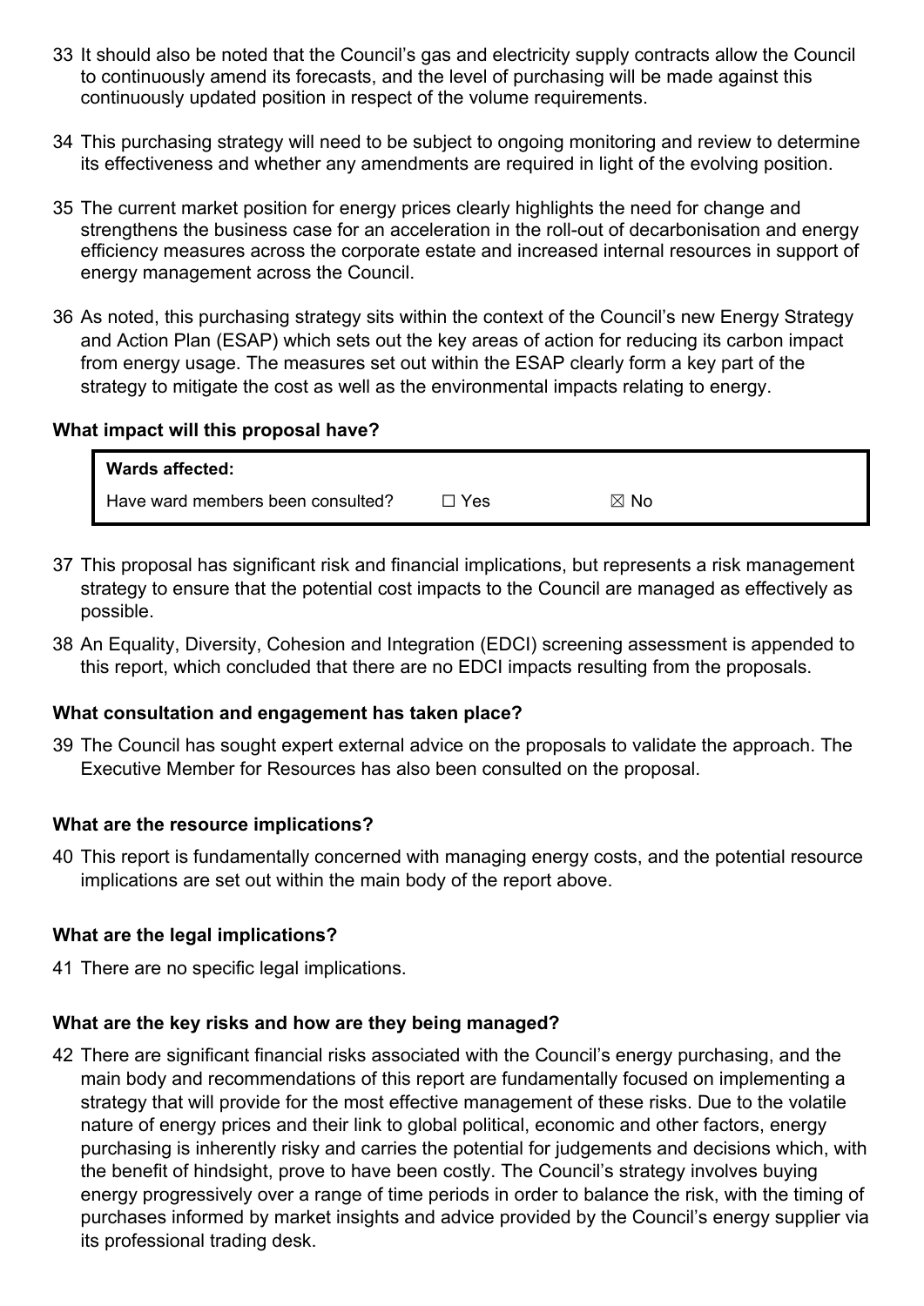33 It should also be noted that the Council's gas and electricity supply contracts allow the Council to continuously amend its forecasts, and the level of purchasing will be made against this continuously updated position in respect of the volume requirements.

34 This purchasing strategy will need to be subject to ongoing monitoring and review to determine its effectiveness and whether any amendments are required in light of the evolving position.

35 The current market position for energy prices clearly highlights the need for change and strengthens the business case for an acceleration in the roll-out of decarbonisation and energy efficiency measures across the corporate estate and increased internal resources in support of energy management across the Council.

36 As noted, this purchasing strategy sits within the context of the Council's new Energy Strategy and Action Plan (ESAP) which sets out the key areas of action for reducing its carbon impact from energy usage. The measures set out within the ESAP clearly form a key part of the strategy to mitigate the cost as well as the environmental impacts relating to energy.

**What impact will this proposal have?**

| **Wards affected:** | | |
|---|---|---|
| Have ward members been consulted? | ☐ Yes | ☒ No |

37 This proposal has significant risk and financial implications, but represents a risk management strategy to ensure that the potential cost impacts to the Council are managed as effectively as possible.

38 An Equality, Diversity, Cohesion and Integration (EDCI) screening assessment is appended to this report, which concluded that there are no EDCI impacts resulting from the proposals.

**What consultation and engagement has taken place?**

39 The Council has sought expert external advice on the proposals to validate the approach. The Executive Member for Resources has also been consulted on the proposal.

**What are the resource implications?**

40 This report is fundamentally concerned with managing energy costs, and the potential resource implications are set out within the main body of the report above.

**What are the legal implications?**

41 There are no specific legal implications.

**What are the key risks and how are they being managed?**

42 There are significant financial risks associated with the Council's energy purchasing, and the main body and recommendations of this report are fundamentally focused on implementing a strategy that will provide for the most effective management of these risks. Due to the volatile nature of energy prices and their link to global political, economic and other factors, energy purchasing is inherently risky and carries the potential for judgements and decisions which, with the benefit of hindsight, prove to have been costly. The Council's strategy involves buying energy progressively over a range of time periods in order to balance the risk, with the timing of purchases informed by market insights and advice provided by the Council's energy supplier via its professional trading desk.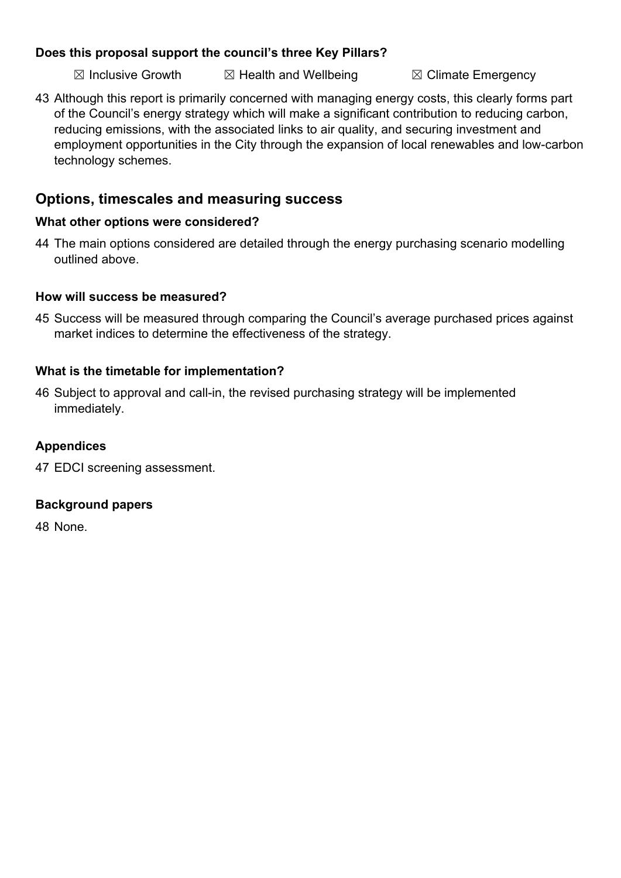**Does this proposal support the council's three Key Pillars?**

☒ Inclusive Growth ☒ Health and Wellbeing ☒ Climate Emergency

43 Although this report is primarily concerned with managing energy costs, this clearly forms part of the Council's energy strategy which will make a significant contribution to reducing carbon, reducing emissions, with the associated links to air quality, and securing investment and employment opportunities in the City through the expansion of local renewables and low-carbon technology schemes.

## Options, timescales and measuring success

**What other options were considered?**

44 The main options considered are detailed through the energy purchasing scenario modelling outlined above.

**How will success be measured?**

45 Success will be measured through comparing the Council's average purchased prices against market indices to determine the effectiveness of the strategy.

**What is the timetable for implementation?**

46 Subject to approval and call-in, the revised purchasing strategy will be implemented immediately.

**Appendices**

47 EDCI screening assessment.

**Background papers**

48 None.